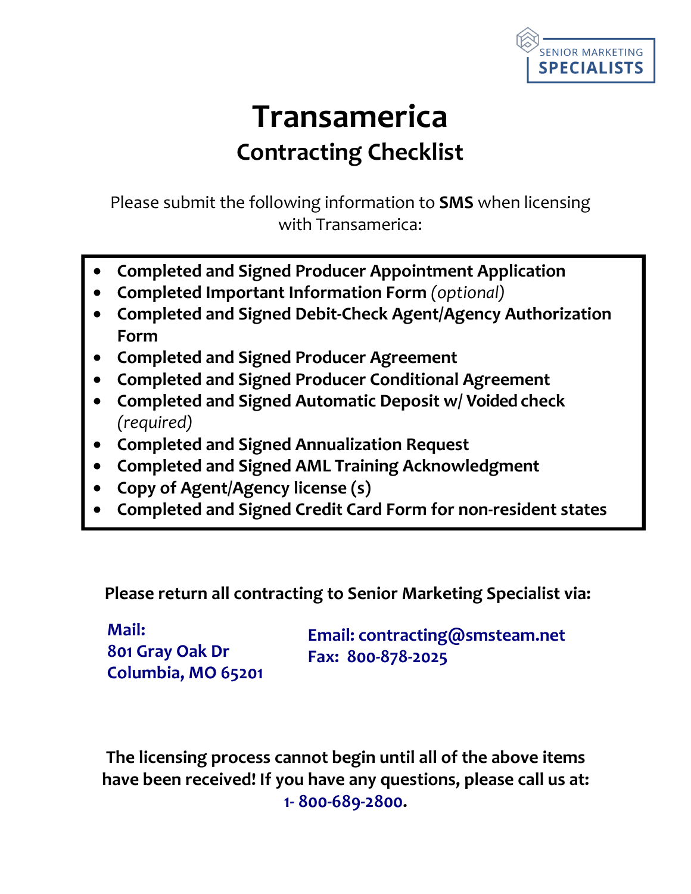SENIOR MARKETING **SPECIALISTS**

# Transamerica

## Contracting Checklist

Please submit the following information to **SMS** when licensing with Transamerica:

- **Completed and Signed Producer Appointment Application**
- **Completed Important Information Form** *(optional)*
- **Completed and Signed Debit-Check Agent/Agency Authorization Form**
- **Completed and Signed Producer Agreement**
- **Completed and Signed Producer Conditional Agreement**
- **Completed and Signed Automatic Deposit w/ Voided check** *(required)*
- **Completed and Signed Annualization Request**
- **Completed and Signed AML Training Acknowledgment**
- **Copy of Agent/Agency license (s)**
- **Completed and Signed Credit Card Form for non-resident states**

**Please return all contracting to Senior Marketing Specialist via:**

**Mail:**
**801 Gray Oak Dr**
**Columbia, MO 65201**

**Email: contracting@smsteam.net**
**Fax: 800-878-2025**

**The licensing process cannot begin until all of the above items have been received! If you have any questions, please call us at: 1- 800-689-2800.**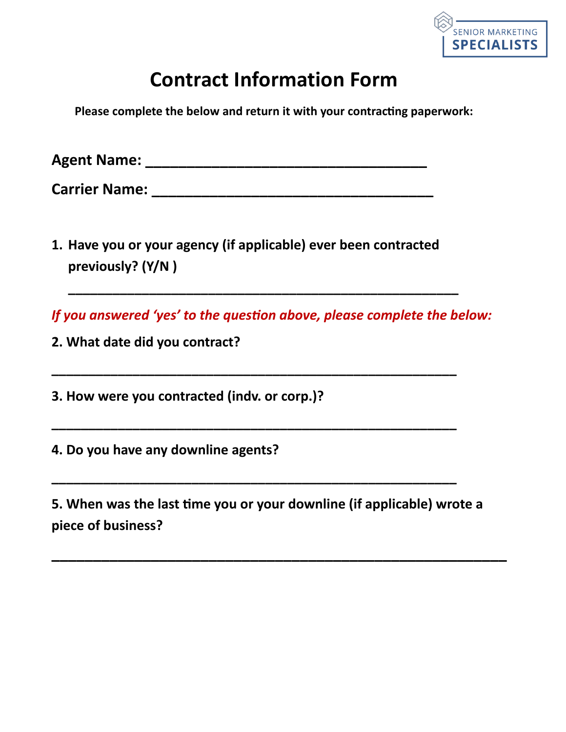SENIOR MARKETING SPECIALISTS

# Contract Information Form

**Please complete the below and return it with your contracting paperwork:**

**Agent Name: ___________________________________**

**Carrier Name: ___________________________________**

1. **Have you or your agency (if applicable) ever been contracted previously? (Y/N )**

   _________________________________________________

*If you answered 'yes' to the question above, please complete the below:*

**2. What date did you contract?**

_________________________________________________

**3. How were you contracted (indv. or corp.)?**

_________________________________________________

**4. Do you have any downline agents?**

_________________________________________________

**5. When was the last time you or your downline (if applicable) wrote a piece of business?**

_________________________________________________________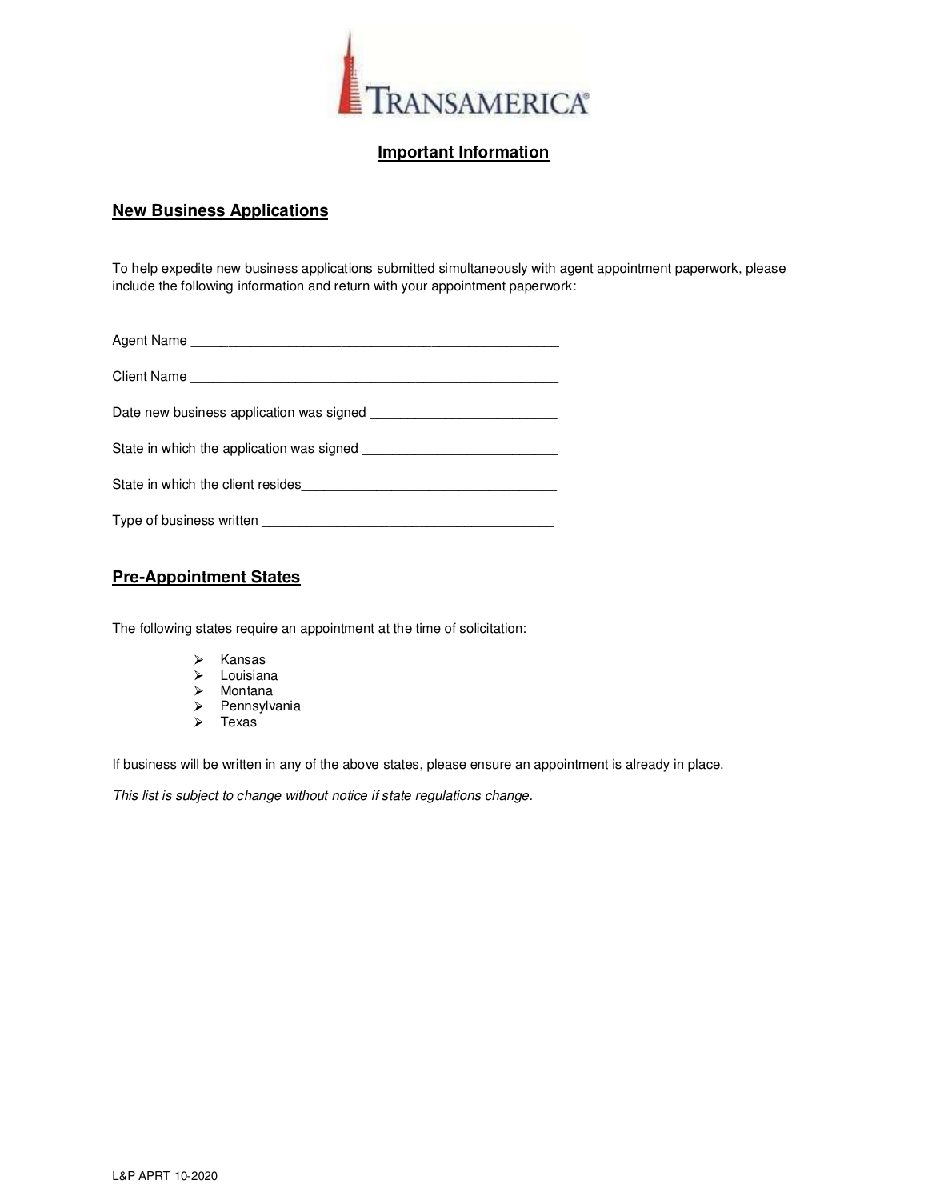TRANSAMERICA®

# Important Information

## New Business Applications

To help expedite new business applications submitted simultaneously with agent appointment paperwork, please include the following information and return with your appointment paperwork:

Agent Name ___________________________________________________

Client Name ___________________________________________________

Date new business application was signed _________________________

State in which the application was signed __________________________

State in which the client resides__________________________________

Type of business written _______________________________________

## Pre-Appointment States

The following states require an appointment at the time of solicitation:

- Kansas
- Louisiana
- Montana
- Pennsylvania
- Texas

If business will be written in any of the above states, please ensure an appointment is already in place.

*This list is subject to change without notice if state regulations change.*

L&P APRT 10-2020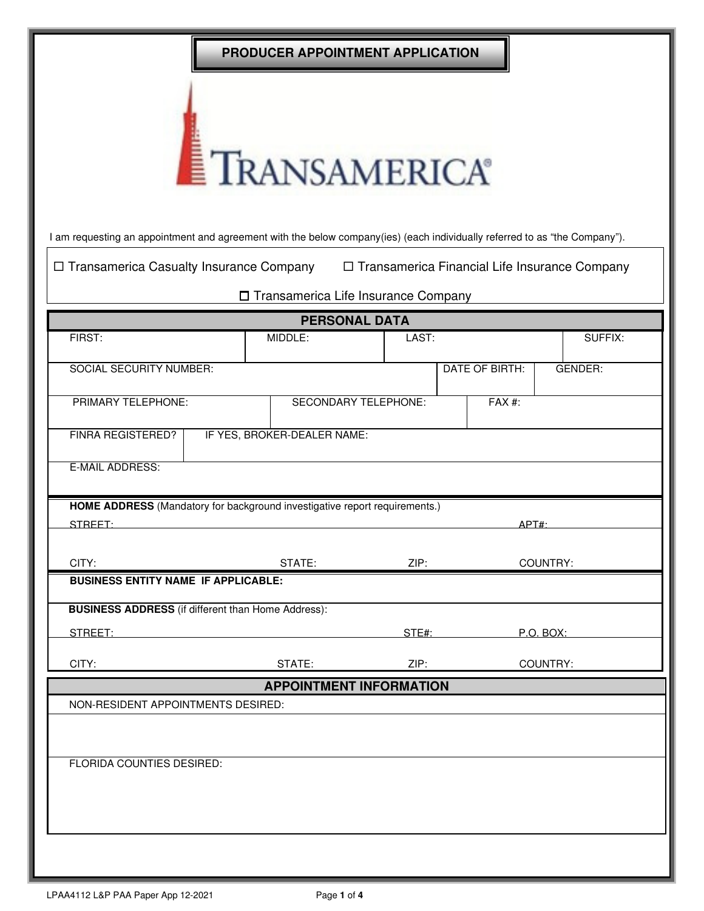# PRODUCER APPOINTMENT APPLICATION

TRANSAMERICA

I am requesting an appointment and agreement with the below company(ies) (each individually referred to as "the Company").

☐ Transamerica Casualty Insurance Company ☐ Transamerica Financial Life Insurance Company

☐ Transamerica Life Insurance Company

## PERSONAL DATA

| FIRST: | MIDDLE: | LAST: | SUFFIX: |
|---|---|---|---|
| | | | |

| SOCIAL SECURITY NUMBER: | DATE OF BIRTH: | GENDER: |
|---|---|---|
| | | |

| PRIMARY TELEPHONE: | SECONDARY TELEPHONE: | FAX #: |
|---|---|---|
| | | |

| FINRA REGISTERED? | IF YES, BROKER-DEALER NAME: |
|---|---|
| | |

E-MAIL ADDRESS:

**HOME ADDRESS** (Mandatory for background investigative report requirements.)

| STREET: | | APT#: | |
|---|---|---|---|
| CITY: | STATE: | ZIP: | COUNTRY: |

**BUSINESS ENTITY NAME IF APPLICABLE:**

**BUSINESS ADDRESS** (if different than Home Address):

| STREET: | STE#: | P.O. BOX: | |
|---|---|---|---|
| CITY: | STATE: | ZIP: | COUNTRY: |

## APPOINTMENT INFORMATION

NON-RESIDENT APPOINTMENTS DESIRED:

FLORIDA COUNTIES DESIRED:

LPAA4112 L&P PAA Paper App 12-2021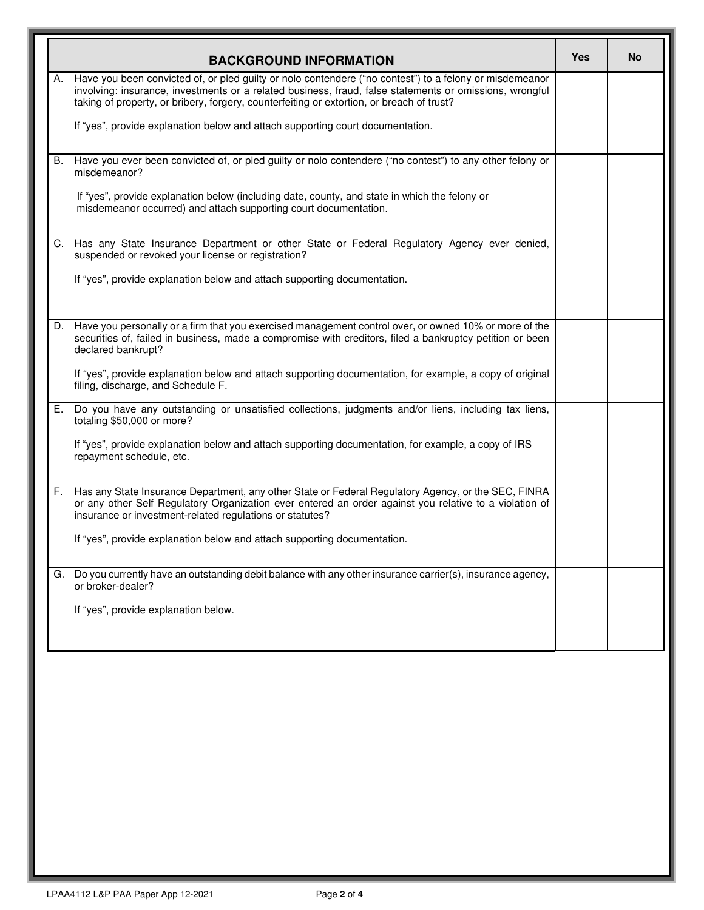| BACKGROUND INFORMATION | Yes | No |
|---|---|---|
| A. Have you been convicted of, or pled guilty or nolo contendere ("no contest") to a felony or misdemeanor involving: insurance, investments or a related business, fraud, false statements or omissions, wrongful taking of property, or bribery, forgery, counterfeiting or extortion, or breach of trust?<br><br>If "yes", provide explanation below and attach supporting court documentation. | | |
| B. Have you ever been convicted of, or pled guilty or nolo contendere ("no contest") to any other felony or misdemeanor?<br><br>If "yes", provide explanation below (including date, county, and state in which the felony or misdemeanor occurred) and attach supporting court documentation. | | |
| C. Has any State Insurance Department or other State or Federal Regulatory Agency ever denied, suspended or revoked your license or registration?<br><br>If "yes", provide explanation below and attach supporting documentation. | | |
| D. Have you personally or a firm that you exercised management control over, or owned 10% or more of the securities of, failed in business, made a compromise with creditors, filed a bankruptcy petition or been declared bankrupt?<br><br>If "yes", provide explanation below and attach supporting documentation, for example, a copy of original filing, discharge, and Schedule F. | | |
| E. Do you have any outstanding or unsatisfied collections, judgments and/or liens, including tax liens, totaling $50,000 or more?<br><br>If "yes", provide explanation below and attach supporting documentation, for example, a copy of IRS repayment schedule, etc. | | |
| F. Has any State Insurance Department, any other State or Federal Regulatory Agency, or the SEC, FINRA or any other Self Regulatory Organization ever entered an order against you relative to a violation of insurance or investment-related regulations or statutes?<br><br>If "yes", provide explanation below and attach supporting documentation. | | |
| G. Do you currently have an outstanding debit balance with any other insurance carrier(s), insurance agency, or broker-dealer?<br><br>If "yes", provide explanation below. | | |

LPAA4112 L&P PAA Paper App 12-2021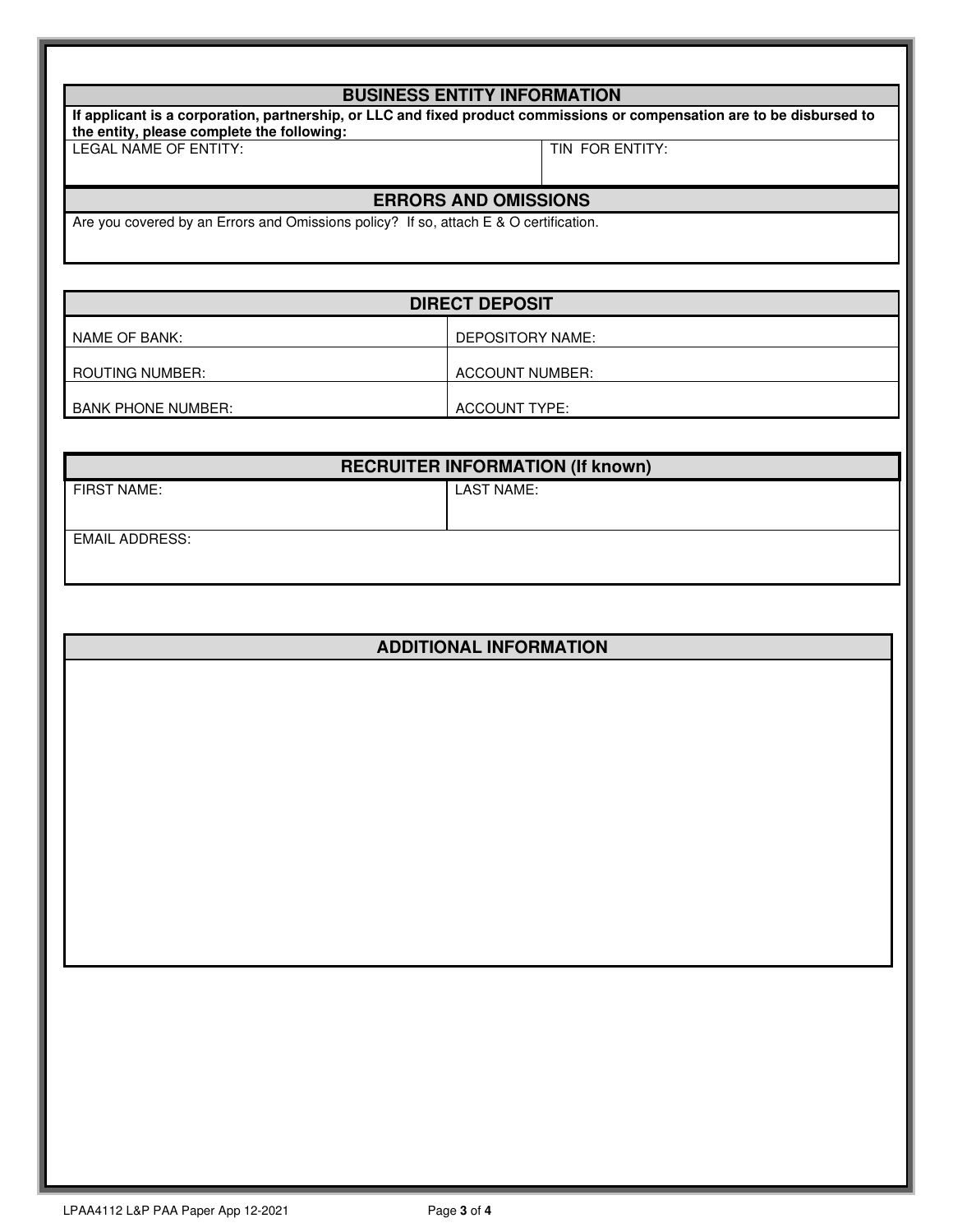## BUSINESS ENTITY INFORMATION

**If applicant is a corporation, partnership, or LLC and fixed product commissions or compensation are to be disbursed to the entity, please complete the following:**

| LEGAL NAME OF ENTITY: | TIN FOR ENTITY: |
|---|---|
| | |

## ERRORS AND OMISSIONS

Are you covered by an Errors and Omissions policy? If so, attach E & O certification.

## DIRECT DEPOSIT

| NAME OF BANK: | DEPOSITORY NAME: |
|---|---|
| ROUTING NUMBER: | ACCOUNT NUMBER: |
| BANK PHONE NUMBER: | ACCOUNT TYPE: |

## RECRUITER INFORMATION (If known)

| FIRST NAME: | LAST NAME: |
|---|---|
| EMAIL ADDRESS: | |

## ADDITIONAL INFORMATION

LPAA4112 L&P PAA Paper App 12-2021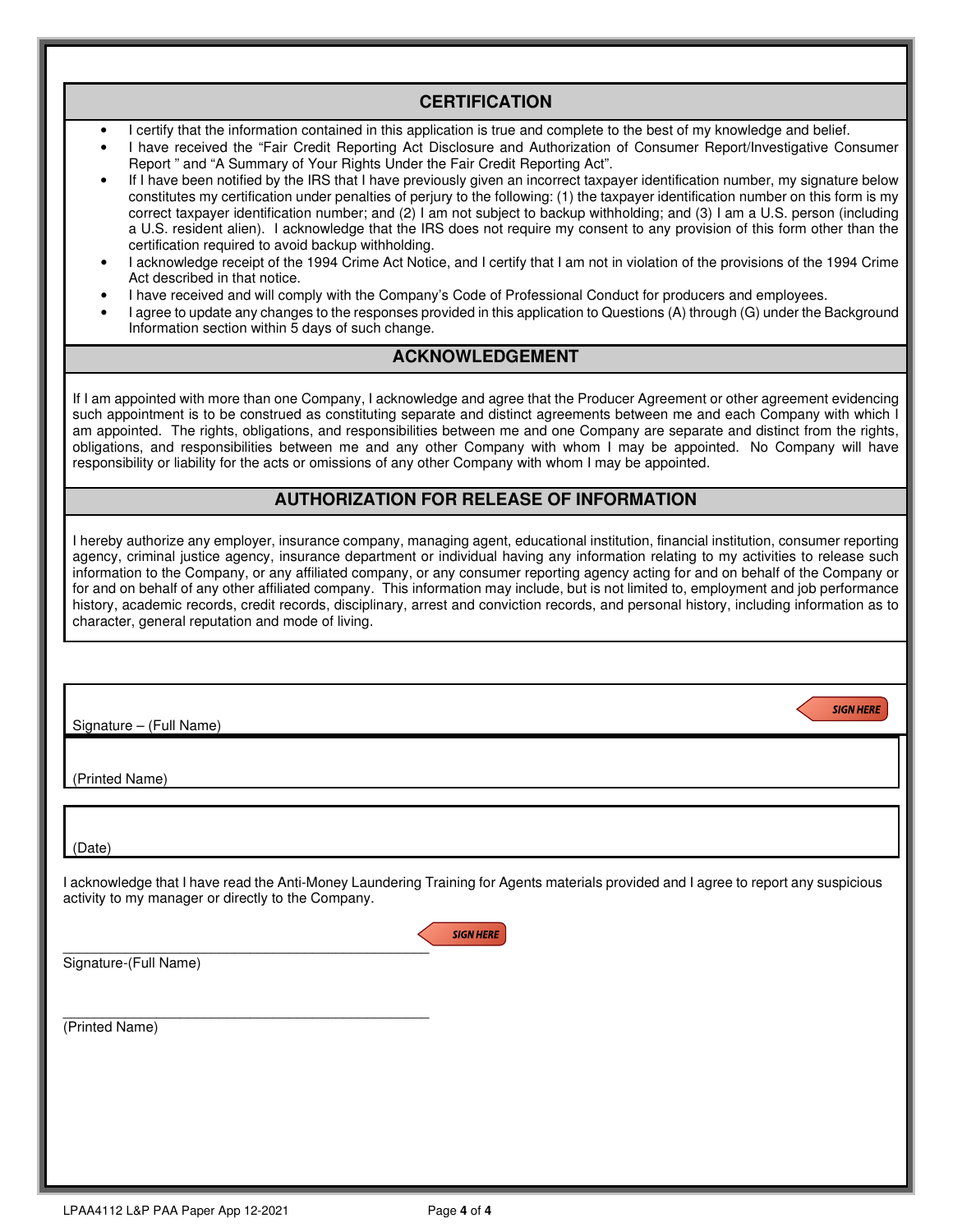## CERTIFICATION

- I certify that the information contained in this application is true and complete to the best of my knowledge and belief.
- I have received the "Fair Credit Reporting Act Disclosure and Authorization of Consumer Report/Investigative Consumer Report " and "A Summary of Your Rights Under the Fair Credit Reporting Act".
- If I have been notified by the IRS that I have previously given an incorrect taxpayer identification number, my signature below constitutes my certification under penalties of perjury to the following: (1) the taxpayer identification number on this form is my correct taxpayer identification number; and (2) I am not subject to backup withholding; and (3) I am a U.S. person (including a U.S. resident alien). I acknowledge that the IRS does not require my consent to any provision of this form other than the certification required to avoid backup withholding.
- I acknowledge receipt of the 1994 Crime Act Notice, and I certify that I am not in violation of the provisions of the 1994 Crime Act described in that notice.
- I have received and will comply with the Company's Code of Professional Conduct for producers and employees.
- I agree to update any changes to the responses provided in this application to Questions (A) through (G) under the Background Information section within 5 days of such change.

## ACKNOWLEDGEMENT

If I am appointed with more than one Company, I acknowledge and agree that the Producer Agreement or other agreement evidencing such appointment is to be construed as constituting separate and distinct agreements between me and each Company with which I am appointed. The rights, obligations, and responsibilities between me and one Company are separate and distinct from the rights, obligations, and responsibilities between me and any other Company with whom I may be appointed. No Company will have responsibility or liability for the acts or omissions of any other Company with whom I may be appointed.

## AUTHORIZATION FOR RELEASE OF INFORMATION

I hereby authorize any employer, insurance company, managing agent, educational institution, financial institution, consumer reporting agency, criminal justice agency, insurance department or individual having any information relating to my activities to release such information to the Company, or any affiliated company, or any consumer reporting agency acting for and on behalf of the Company or for and on behalf of any other affiliated company. This information may include, but is not limited to, employment and job performance history, academic records, credit records, disciplinary, arrest and conviction records, and personal history, including information as to character, general reputation and mode of living.

Signature – (Full Name) SIGN HERE

(Printed Name)

(Date)

I acknowledge that I have read the Anti-Money Laundering Training for Agents materials provided and I agree to report any suspicious activity to my manager or directly to the Company.

SIGN HERE

Signature-(Full Name)

(Printed Name)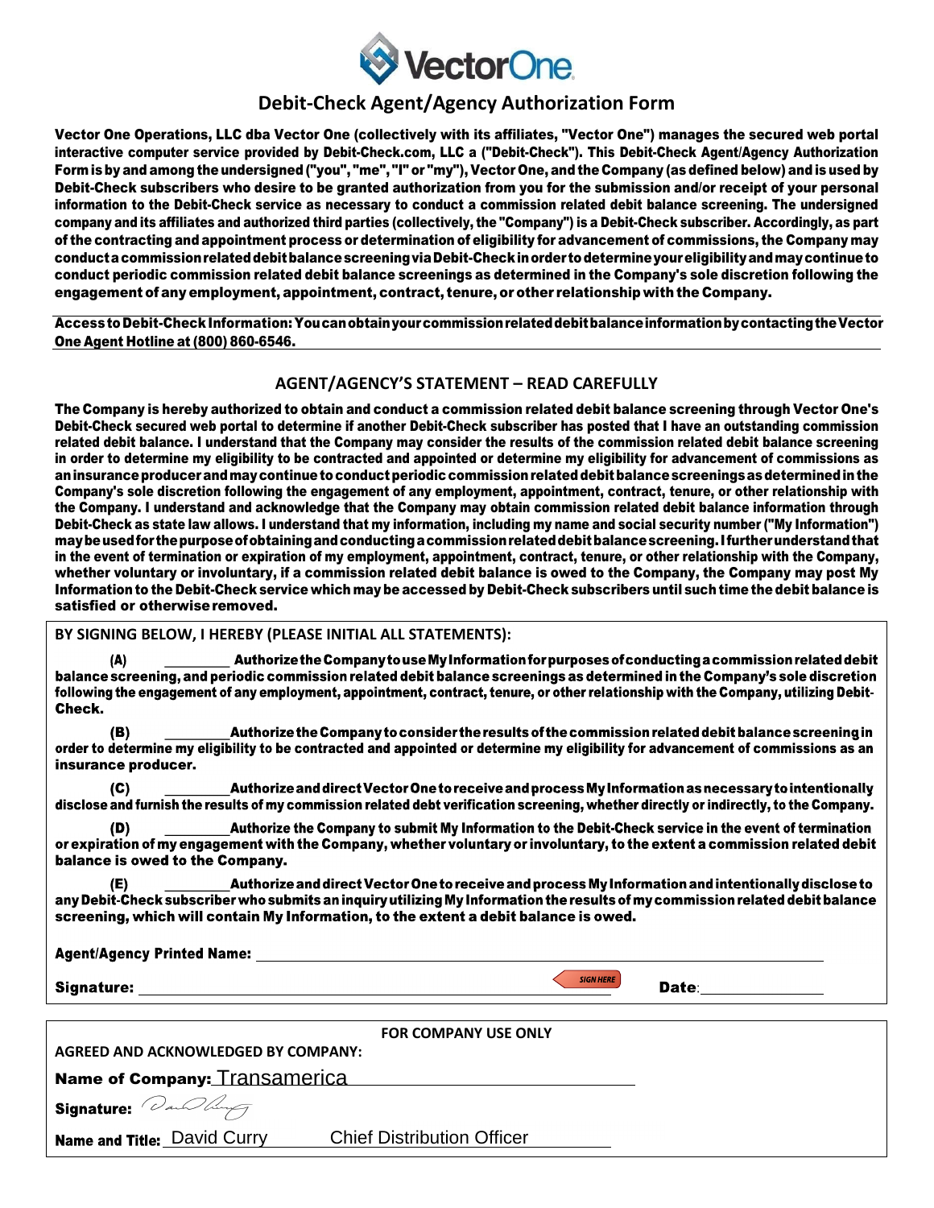VectorOne

# Debit-Check Agent/Agency Authorization Form

**Vector One Operations, LLC dba Vector One (collectively with its affiliates, "Vector One") manages the secured web portal interactive computer service provided by Debit-Check.com, LLC a ("Debit-Check"). This Debit-Check Agent/Agency Authorization Form is by and among the undersigned ("you", "me", "I" or "my"), Vector One, and the Company (as defined below) and is used by Debit-Check subscribers who desire to be granted authorization from you for the submission and/or receipt of your personal information to the Debit-Check service as necessary to conduct a commission related debit balance screening. The undersigned company and its affiliates and authorized third parties (collectively, the "Company") is a Debit-Check subscriber. Accordingly, as part of the contracting and appointment process or determination of eligibility for advancement of commissions, the Company may conduct a commission related debit balance screening via Debit-Check in order to determine your eligibility and may continue to conduct periodic commission related debit balance screenings as determined in the Company's sole discretion following the engagement of any employment, appointment, contract, tenure, or other relationship with the Company.**

**Access to Debit-Check Information: You can obtain your commission related debit balance information by contacting the Vector One Agent Hotline at (800) 860-6546.**

## AGENT/AGENCY'S STATEMENT – READ CAREFULLY

**The Company is hereby authorized to obtain and conduct a commission related debit balance screening through Vector One's Debit-Check secured web portal to determine if another Debit-Check subscriber has posted that I have an outstanding commission related debit balance. I understand that the Company may consider the results of the commission related debit balance screening in order to determine my eligibility to be contracted and appointed or determine my eligibility for advancement of commissions as an insurance producer and may continue to conduct periodic commission related debit balance screenings as determined in the Company's sole discretion following the engagement of any employment, appointment, contract, tenure, or other relationship with the Company. I understand and acknowledge that the Company may obtain commission related debit balance information through Debit-Check as state law allows. I understand that my information, including my name and social security number ("My Information") may be used for the purpose of obtaining and conducting a commission related debit balance screening. I further understand that in the event of termination or expiration of my employment, appointment, contract, tenure, or other relationship with the Company, whether voluntary or involuntary, if a commission related debit balance is owed to the Company, the Company may post My Information to the Debit-Check service which may be accessed by Debit-Check subscribers until such time the debit balance is satisfied or otherwise removed.**

**BY SIGNING BELOW, I HEREBY (PLEASE INITIAL ALL STATEMENTS):**

**(A) _________ Authorize the Company to use My Information for purposes of conducting a commission related debit balance screening, and periodic commission related debit balance screenings as determined in the Company's sole discretion following the engagement of any employment, appointment, contract, tenure, or other relationship with the Company, utilizing Debit-Check.**

**(B) _________ Authorize the Company to consider the results of the commission related debit balance screening in order to determine my eligibility to be contracted and appointed or determine my eligibility for advancement of commissions as an insurance producer.**

**(C) _________ Authorize and direct Vector One to receive and process My Information as necessary to intentionally disclose and furnish the results of my commission related debt verification screening, whether directly or indirectly, to the Company.**

**(D) _________ Authorize the Company to submit My Information to the Debit-Check service in the event of termination or expiration of my engagement with the Company, whether voluntary or involuntary, to the extent a commission related debit balance is owed to the Company.**

**(E) _________ Authorize and direct Vector One to receive and process My Information and intentionally disclose to any Debit-Check subscriber who submits an inquiry utilizing My Information the results of my commission related debit balance screening, which will contain My Information, to the extent a debit balance is owed.**

**Agent/Agency Printed Name:** ______________________________

**Signature:** ______________________________ SIGN HERE **Date:** ______________

**FOR COMPANY USE ONLY**

**AGREED AND ACKNOWLEDGED BY COMPANY:**

**Name of Company:** Transamerica

**Signature:** [signature]

**Name and Title:** David Curry Chief Distribution Officer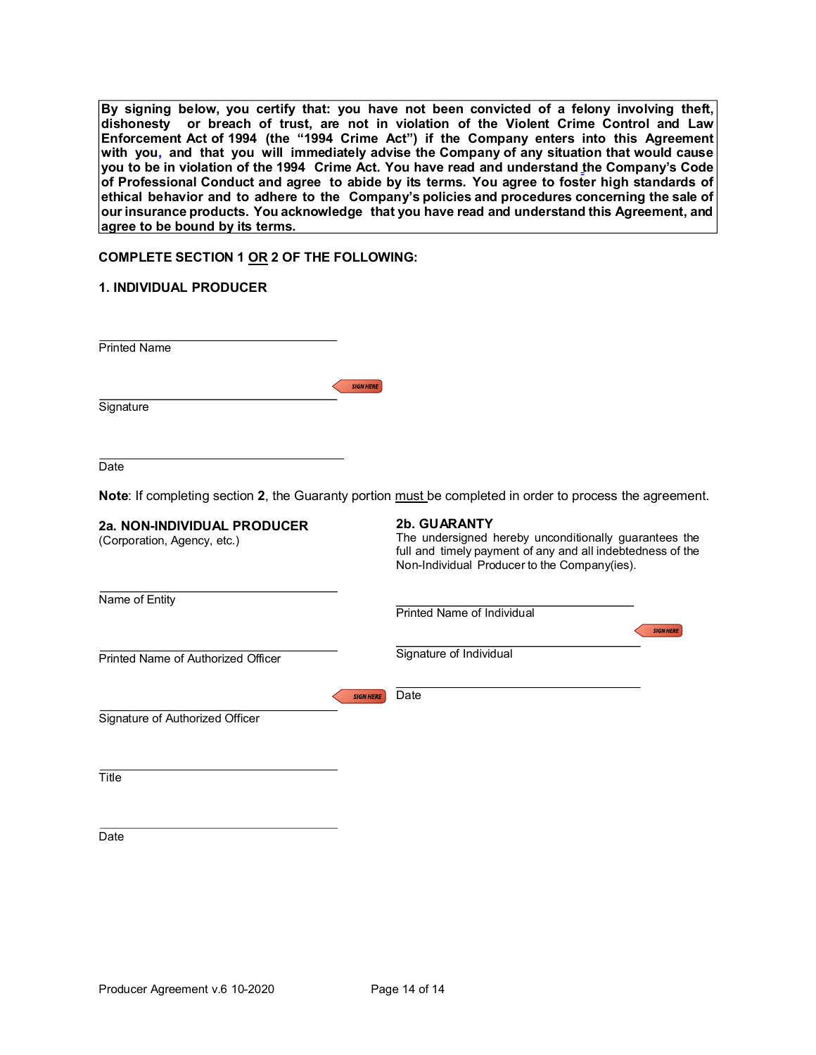**By signing below, you certify that: you have not been convicted of a felony involving theft, dishonesty or breach of trust, are not in violation of the Violent Crime Control and Law Enforcement Act of 1994 (the "1994 Crime Act") if the Company enters into this Agreement with you, and that you will immediately advise the Company of any situation that would cause you to be in violation of the 1994 Crime Act. You have read and understand the Company's Code of Professional Conduct and agree to abide by its terms. You agree to foster high standards of ethical behavior and to adhere to the Company's policies and procedures concerning the sale of our insurance products. You acknowledge that you have read and understand this Agreement, and agree to be bound by its terms.**

**COMPLETE SECTION 1 OR 2 OF THE FOLLOWING:**

**1. INDIVIDUAL PRODUCER**

______________________________
Printed Name

______________________________ SIGN HERE
Signature

______________________________
Date

**Note**: If completing section **2**, the Guaranty portion must be completed in order to process the agreement.

**2a. NON-INDIVIDUAL PRODUCER**
(Corporation, Agency, etc.)

______________________________
Name of Entity

______________________________
Printed Name of Authorized Officer

______________________________ SIGN HERE
Signature of Authorized Officer

______________________________
Title

______________________________
Date

**2b. GUARANTY**
The undersigned hereby unconditionally guarantees the full and timely payment of any and all indebtedness of the Non-Individual Producer to the Company(ies).

______________________________
Printed Name of Individual

______________________________ SIGN HERE
Signature of Individual

______________________________
Date

Producer Agreement v.6 10-2020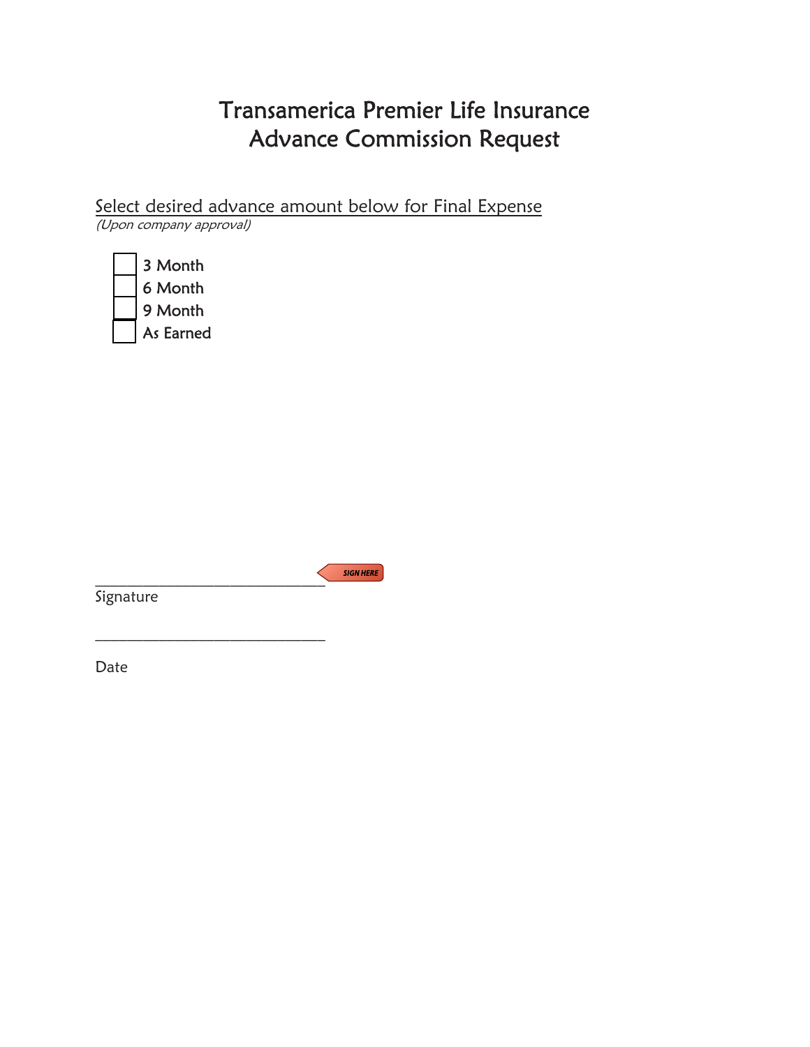# Transamerica Premier Life Insurance
# Advance Commission Request

Select desired advance amount below for Final Expense
*(Upon company approval)*

- [ ] 3 Month
- [ ] 6 Month
- [ ] 9 Month
- [ ] As Earned

______________________________ SIGN HERE
Signature

______________________________
Date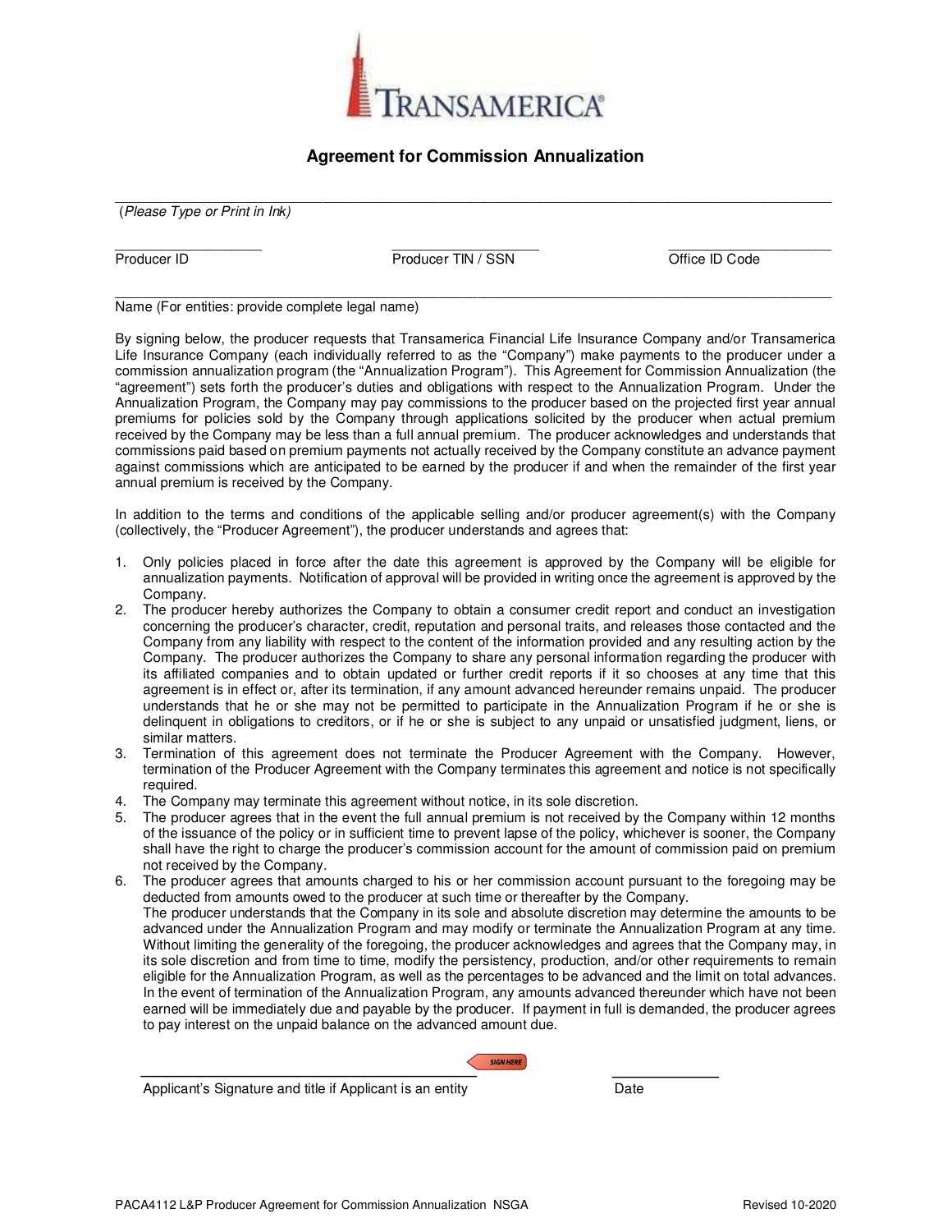TRANSAMERICA®

# Agreement for Commission Annualization

_______________________________________________________________________________

(*Please Type or Print in Ink)*

_________________ Producer ID

_________________ Producer TIN / SSN

_________________ Office ID Code

_______________________________________________________________________________

Name (For entities: provide complete legal name)

By signing below, the producer requests that Transamerica Financial Life Insurance Company and/or Transamerica Life Insurance Company (each individually referred to as the "Company") make payments to the producer under a commission annualization program (the "Annualization Program"). This Agreement for Commission Annualization (the "agreement") sets forth the producer's duties and obligations with respect to the Annualization Program. Under the Annualization Program, the Company may pay commissions to the producer based on the projected first year annual premiums for policies sold by the Company through applications solicited by the producer when actual premium received by the Company may be less than a full annual premium. The producer acknowledges and understands that commissions paid based on premium payments not actually received by the Company constitute an advance payment against commissions which are anticipated to be earned by the producer if and when the remainder of the first year annual premium is received by the Company.

In addition to the terms and conditions of the applicable selling and/or producer agreement(s) with the Company (collectively, the "Producer Agreement"), the producer understands and agrees that:

1. Only policies placed in force after the date this agreement is approved by the Company will be eligible for annualization payments. Notification of approval will be provided in writing once the agreement is approved by the Company.
2. The producer hereby authorizes the Company to obtain a consumer credit report and conduct an investigation concerning the producer's character, credit, reputation and personal traits, and releases those contacted and the Company from any liability with respect to the content of the information provided and any resulting action by the Company. The producer authorizes the Company to share any personal information regarding the producer with its affiliated companies and to obtain updated or further credit reports if it so chooses at any time that this agreement is in effect or, after its termination, if any amount advanced hereunder remains unpaid. The producer understands that he or she may not be permitted to participate in the Annualization Program if he or she is delinquent in obligations to creditors, or if he or she is subject to any unpaid or unsatisfied judgment, liens, or similar matters.
3. Termination of this agreement does not terminate the Producer Agreement with the Company. However, termination of the Producer Agreement with the Company terminates this agreement and notice is not specifically required.
4. The Company may terminate this agreement without notice, in its sole discretion.
5. The producer agrees that in the event the full annual premium is not received by the Company within 12 months of the issuance of the policy or in sufficient time to prevent lapse of the policy, whichever is sooner, the Company shall have the right to charge the producer's commission account for the amount of commission paid on premium not received by the Company.
6. The producer agrees that amounts charged to his or her commission account pursuant to the foregoing may be deducted from amounts owed to the producer at such time or thereafter by the Company.
   The producer understands that the Company in its sole and absolute discretion may determine the amounts to be advanced under the Annualization Program and may modify or terminate the Annualization Program at any time. Without limiting the generality of the foregoing, the producer acknowledges and agrees that the Company may, in its sole discretion and from time to time, modify the persistency, production, and/or other requirements to remain eligible for the Annualization Program, as well as the percentages to be advanced and the limit on total advances. In the event of termination of the Annualization Program, any amounts advanced thereunder which have not been earned will be immediately due and payable by the producer. If payment in full is demanded, the producer agrees to pay interest on the unpaid balance on the advanced amount due.

SIGN HERE

_________________________________ Applicant's Signature and title if Applicant is an entity

_____________ Date

PACA4112 L&P Producer Agreement for Commission Annualization NSGA Revised 10-2020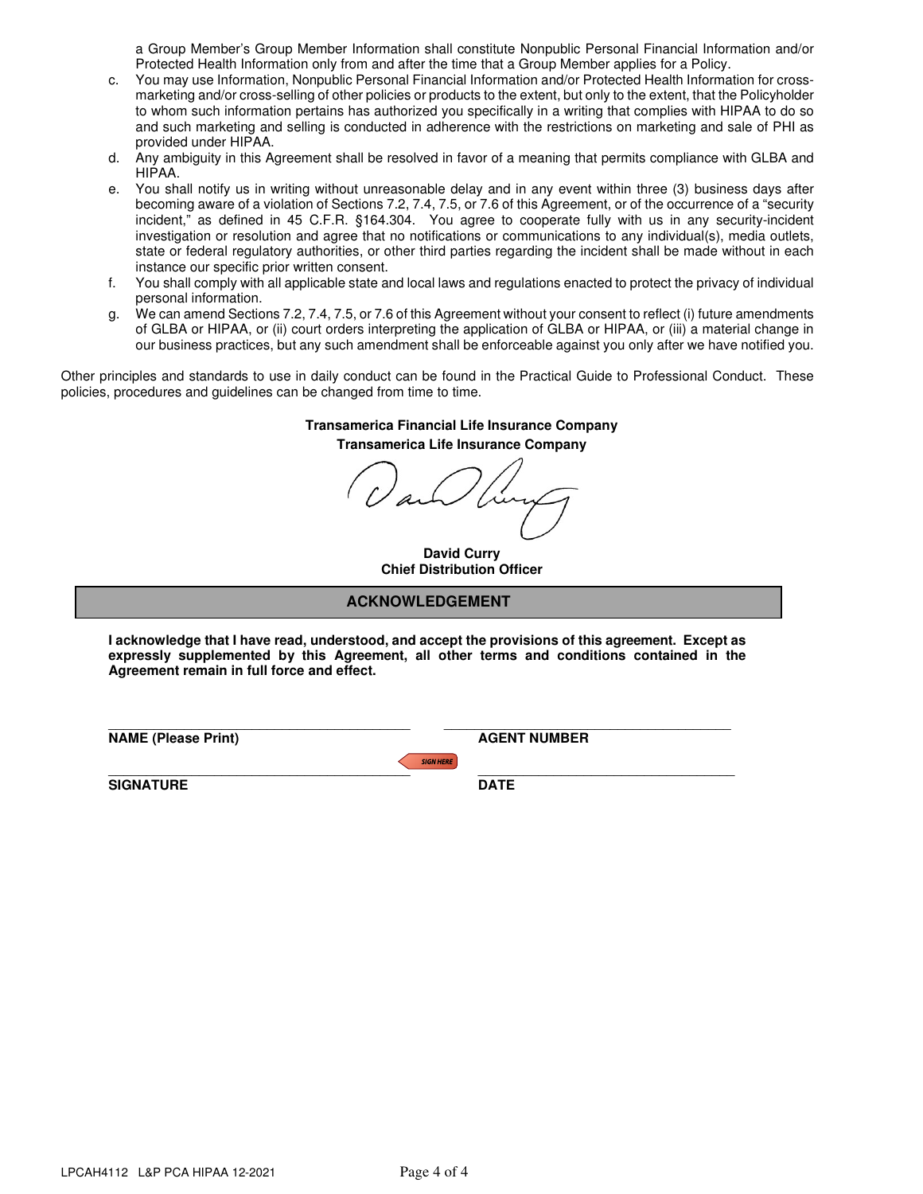a Group Member's Group Member Information shall constitute Nonpublic Personal Financial Information and/or Protected Health Information only from and after the time that a Group Member applies for a Policy.

c. You may use Information, Nonpublic Personal Financial Information and/or Protected Health Information for cross-marketing and/or cross-selling of other policies or products to the extent, but only to the extent, that the Policyholder to whom such information pertains has authorized you specifically in a writing that complies with HIPAA to do so and such marketing and selling is conducted in adherence with the restrictions on marketing and sale of PHI as provided under HIPAA.

d. Any ambiguity in this Agreement shall be resolved in favor of a meaning that permits compliance with GLBA and HIPAA.

e. You shall notify us in writing without unreasonable delay and in any event within three (3) business days after becoming aware of a violation of Sections 7.2, 7.4, 7.5, or 7.6 of this Agreement, or of the occurrence of a "security incident," as defined in 45 C.F.R. §164.304. You agree to cooperate fully with us in any security-incident investigation or resolution and agree that no notifications or communications to any individual(s), media outlets, state or federal regulatory authorities, or other third parties regarding the incident shall be made without in each instance our specific prior written consent.

f. You shall comply with all applicable state and local laws and regulations enacted to protect the privacy of individual personal information.

g. We can amend Sections 7.2, 7.4, 7.5, or 7.6 of this Agreement without your consent to reflect (i) future amendments of GLBA or HIPAA, or (ii) court orders interpreting the application of GLBA or HIPAA, or (iii) a material change in our business practices, but any such amendment shall be enforceable against you only after we have notified you.

Other principles and standards to use in daily conduct can be found in the Practical Guide to Professional Conduct. These policies, procedures and guidelines can be changed from time to time.

**Transamerica Financial Life Insurance Company**
**Transamerica Life Insurance Company**

**David Curry**
**Chief Distribution Officer**

## ACKNOWLEDGEMENT

**I acknowledge that I have read, understood, and accept the provisions of this agreement. Except as expressly supplemented by this Agreement, all other terms and conditions contained in the Agreement remain in full force and effect.**

\_\_\_\_\_\_\_\_\_\_\_\_\_\_\_\_\_\_\_\_\_\_\_\_\_\_\_\_\_\_\_\_ \_\_\_\_\_\_\_\_\_\_\_\_\_\_\_\_\_\_\_\_\_\_\_\_\_\_\_\_\_\_\_\_
**NAME (Please Print)** **AGENT NUMBER**

SIGN HERE

\_\_\_\_\_\_\_\_\_\_\_\_\_\_\_\_\_\_\_\_\_\_\_\_\_\_\_\_\_\_\_\_ \_\_\_\_\_\_\_\_\_\_\_\_\_\_\_\_\_\_\_\_\_\_\_\_\_\_\_\_\_\_\_\_
**SIGNATURE** **DATE**

LPCAH4112 L&P PCA HIPAA 12-2021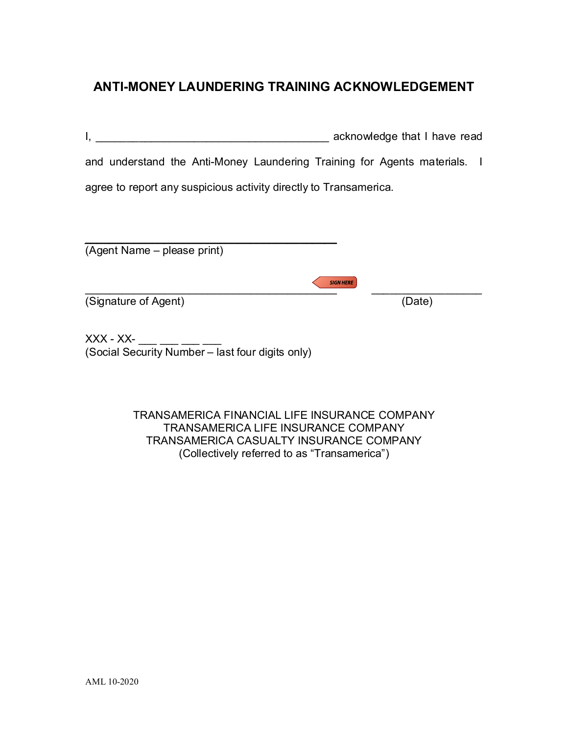# ANTI-MONEY LAUNDERING TRAINING ACKNOWLEDGEMENT

I, ______________________________________ acknowledge that I have read and understand the Anti-Money Laundering Training for Agents materials. I agree to report any suspicious activity directly to Transamerica.

_________________________________________
(Agent Name – please print)

SIGN HERE

_________________________________________ ___________________
(Signature of Agent) (Date)

XXX - XX- ___ ___ ___ ___
(Social Security Number – last four digits only)

TRANSAMERICA FINANCIAL LIFE INSURANCE COMPANY
TRANSAMERICA LIFE INSURANCE COMPANY
TRANSAMERICA CASUALTY INSURANCE COMPANY
(Collectively referred to as "Transamerica")

AML 10-2020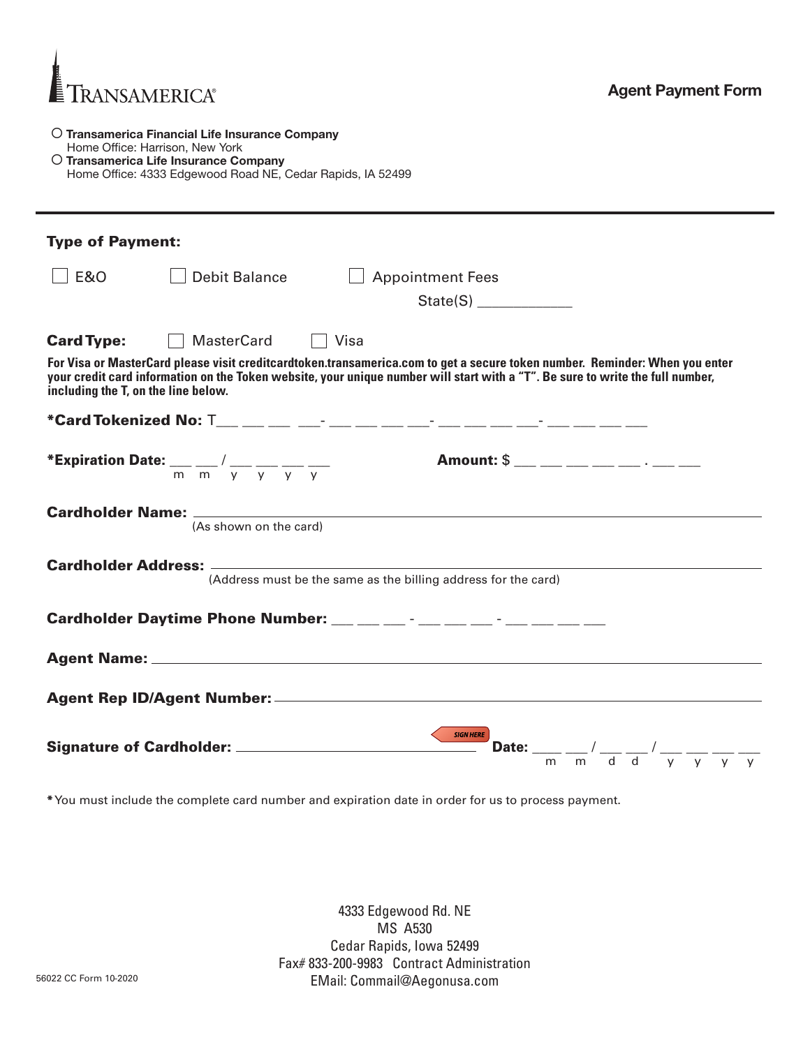TRANSAMERICA®

# Agent Payment Form

○ **Transamerica Financial Life Insurance Company**
Home Office: Harrison, New York

○ **Transamerica Life Insurance Company**
Home Office: 4333 Edgewood Road NE, Cedar Rapids, IA 52499

---

**Type of Payment:**

☐ E&O  ☐ Debit Balance  ☐ Appointment Fees
State(S) ____________

**Card Type:** ☐ MasterCard ☐ Visa

**For Visa or MasterCard please visit creditcardtoken.transamerica.com to get a secure token number. Reminder: When you enter your credit card information on the Token website, your unique number will start with a "T". Be sure to write the full number, including the T, on the line below.**

***Card Tokenized No:** T___ ___ ___ ___- ___ ___ ___ ___- ___ ___ ___ ___- ___ ___ ___ ___

***Expiration Date:** ___ ___ / ___ ___ ___ ___ (m m / y y y y)

**Amount:** $ ___ ___ ___ ___ ___ . ___ ___

**Cardholder Name:** ______________________________
(As shown on the card)

**Cardholder Address:** ______________________________
(Address must be the same as the billing address for the card)

**Cardholder Daytime Phone Number:** ___ ___ ___ - ___ ___ ___ - ___ ___ ___ ___

**Agent Name:** ______________________________

**Agent Rep ID/Agent Number:** ______________________________

**Signature of Cardholder:** ______________________________ SIGN HERE **Date:** ___ ___ / ___ ___ / ___ ___ ___ ___ (m m / d d / y y y y)

*You must include the complete card number and expiration date in order for us to process payment.

4333 Edgewood Rd. NE
MS A530
Cedar Rapids, Iowa 52499
Fax# 833-200-9983 Contract Administration
EMail: Commail@Aegonusa.com

56022 CC Form 10-2020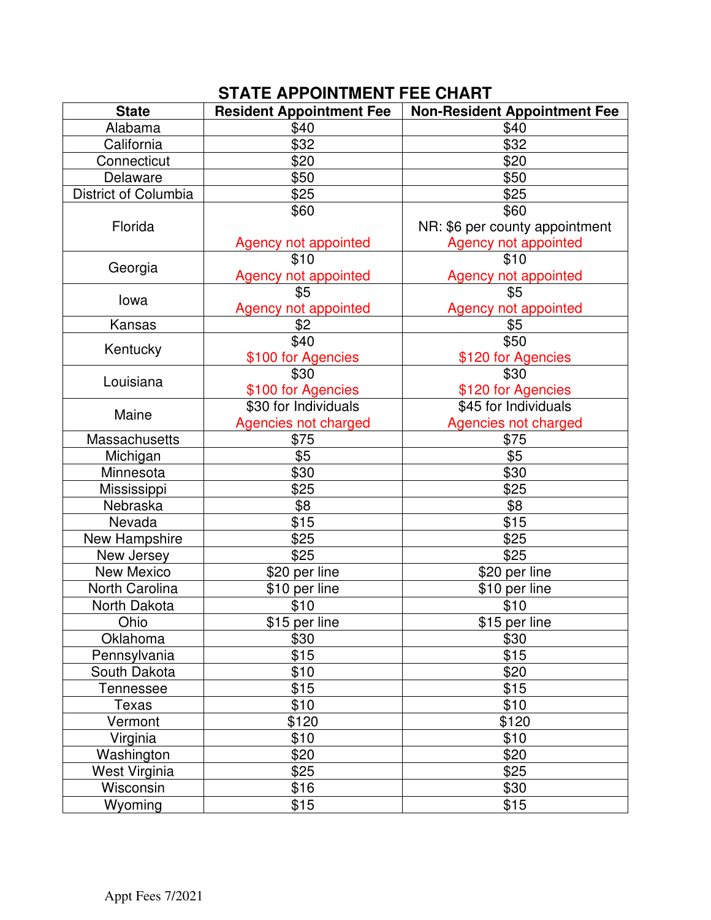# STATE APPOINTMENT FEE CHART

| State | Resident Appointment Fee | Non-Resident Appointment Fee |
|---|---|---|
| Alabama | $40 | $40 |
| California | $32 | $32 |
| Connecticut | $20 | $20 |
| Delaware | $50 | $50 |
| District of Columbia | $25 | $25 |
| Florida | $60<br>Agency not appointed | $60<br>NR: $6 per county appointment<br>Agency not appointed |
| Georgia | $10<br>Agency not appointed | $10<br>Agency not appointed |
| Iowa | $5<br>Agency not appointed | $5<br>Agency not appointed |
| Kansas | $2 | $5 |
| Kentucky | $40<br>$100 for Agencies | $50<br>$120 for Agencies |
| Louisiana | $30<br>$100 for Agencies | $30<br>$120 for Agencies |
| Maine | $30 for Individuals<br>Agencies not charged | $45 for Individuals<br>Agencies not charged |
| Massachusetts | $75 | $75 |
| Michigan | $5 | $5 |
| Minnesota | $30 | $30 |
| Mississippi | $25 | $25 |
| Nebraska | $8 | $8 |
| Nevada | $15 | $15 |
| New Hampshire | $25 | $25 |
| New Jersey | $25 | $25 |
| New Mexico | $20 per line | $20 per line |
| North Carolina | $10 per line | $10 per line |
| North Dakota | $10 | $10 |
| Ohio | $15 per line | $15 per line |
| Oklahoma | $30 | $30 |
| Pennsylvania | $15 | $15 |
| South Dakota | $10 | $20 |
| Tennessee | $15 | $15 |
| Texas | $10 | $10 |
| Vermont | $120 | $120 |
| Virginia | $10 | $10 |
| Washington | $20 | $20 |
| West Virginia | $25 | $25 |
| Wisconsin | $16 | $30 |
| Wyoming | $15 | $15 |

Appt Fees 7/2021